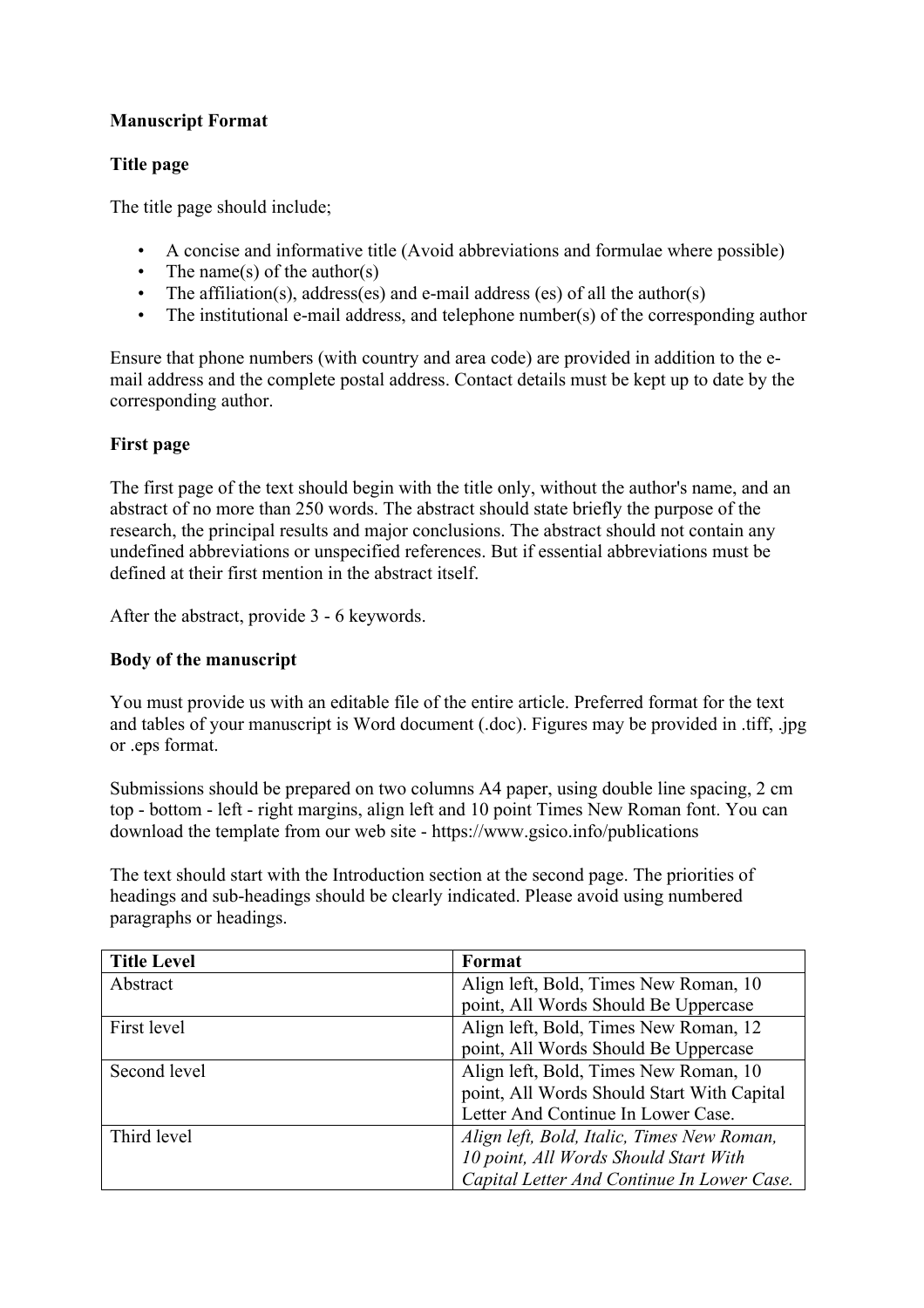# Manuscript Format

## Title page

The title page should include;

- A concise and informative title (Avoid abbreviations and formulae where possible)
- The name(s) of the author(s)
- The affiliation(s), address(es) and e-mail address (es) of all the author(s)
- The institutional e-mail address, and telephone number(s) of the corresponding author

Ensure that phone numbers (with country and area code) are provided in addition to the e-mail address and the complete postal address. Contact details must be kept up to date by the corresponding author.

## First page

The first page of the text should begin with the title only, without the author's name, and an abstract of no more than 250 words. The abstract should state briefly the purpose of the research, the principal results and major conclusions. The abstract should not contain any undefined abbreviations or unspecified references. But if essential abbreviations must be defined at their first mention in the abstract itself.

After the abstract, provide 3 - 6 keywords.

## Body of the manuscript

You must provide us with an editable file of the entire article. Preferred format for the text and tables of your manuscript is Word document (.doc). Figures may be provided in .tiff, .jpg or .eps format.

Submissions should be prepared on two columns A4 paper, using double line spacing, 2 cm top - bottom - left - right margins, align left and 10 point Times New Roman font. You can download the template from our web site - https://www.gsico.info/publications

The text should start with the Introduction section at the second page. The priorities of headings and sub-headings should be clearly indicated. Please avoid using numbered paragraphs or headings.

| Title Level | Format |
|---|---|
| Abstract | Align left, Bold, Times New Roman, 10 point, All Words Should Be Uppercase |
| First level | Align left, Bold, Times New Roman, 12 point, All Words Should Be Uppercase |
| Second level | Align left, Bold, Times New Roman, 10 point, All Words Should Start With Capital Letter And Continue In Lower Case. |
| Third level | *Align left, Bold, Italic, Times New Roman, 10 point, All Words Should Start With Capital Letter And Continue In Lower Case.* |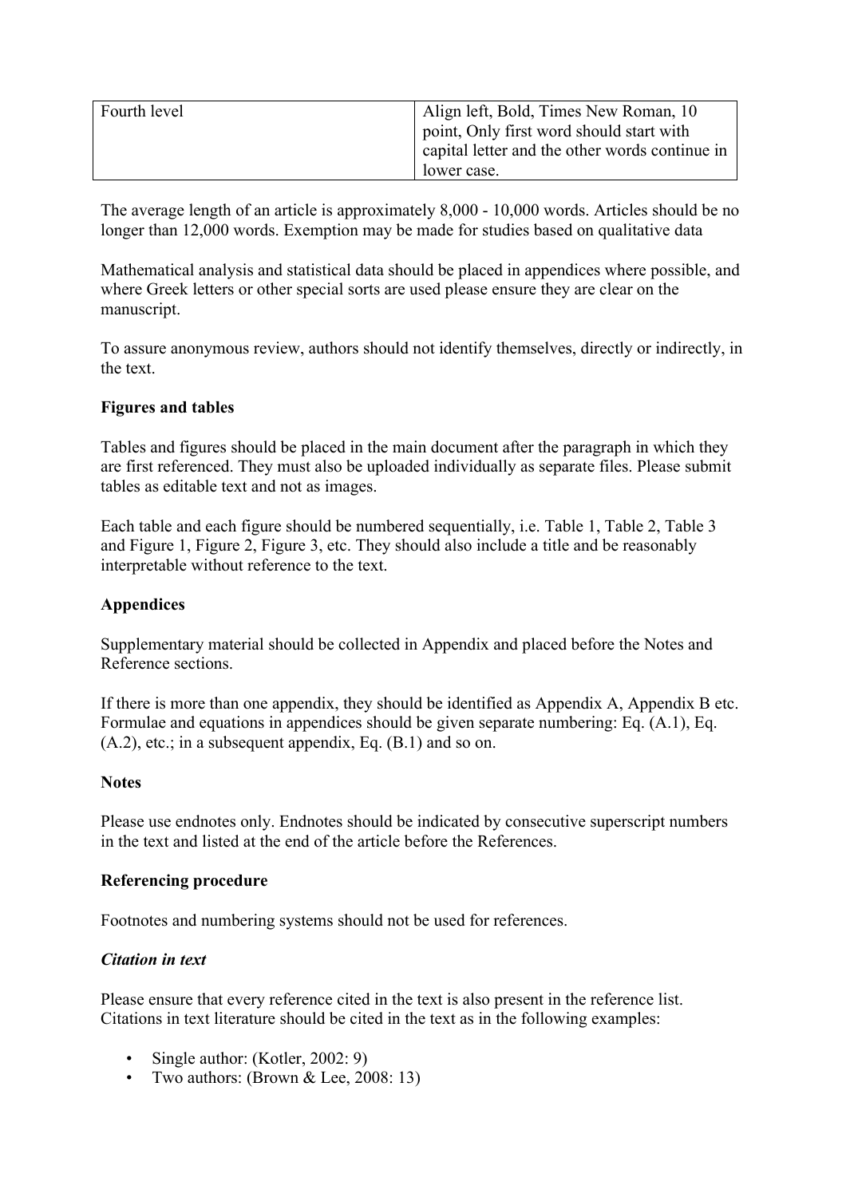| Fourth level | Align left, Bold, Times New Roman, 10 point, Only first word should start with capital letter and the other words continue in lower case. |
|---|---|

The average length of an article is approximately 8,000 - 10,000 words. Articles should be no longer than 12,000 words. Exemption may be made for studies based on qualitative data

Mathematical analysis and statistical data should be placed in appendices where possible, and where Greek letters or other special sorts are used please ensure they are clear on the manuscript.

To assure anonymous review, authors should not identify themselves, directly or indirectly, in the text.

**Figures and tables**

Tables and figures should be placed in the main document after the paragraph in which they are first referenced. They must also be uploaded individually as separate files. Please submit tables as editable text and not as images.

Each table and each figure should be numbered sequentially, i.e. Table 1, Table 2, Table 3 and Figure 1, Figure 2, Figure 3, etc. They should also include a title and be reasonably interpretable without reference to the text.

**Appendices**

Supplementary material should be collected in Appendix and placed before the Notes and Reference sections.

If there is more than one appendix, they should be identified as Appendix A, Appendix B etc. Formulae and equations in appendices should be given separate numbering: Eq. (A.1), Eq. (A.2), etc.; in a subsequent appendix, Eq. (B.1) and so on.

**Notes**

Please use endnotes only. Endnotes should be indicated by consecutive superscript numbers in the text and listed at the end of the article before the References.

**Referencing procedure**

Footnotes and numbering systems should not be used for references.

***Citation in text***

Please ensure that every reference cited in the text is also present in the reference list. Citations in text literature should be cited in the text as in the following examples:

- Single author: (Kotler, 2002: 9)
- Two authors: (Brown & Lee, 2008: 13)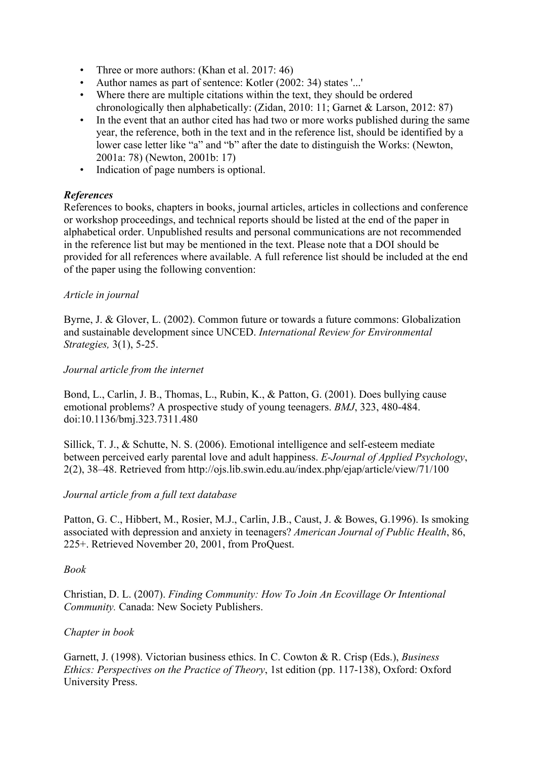- Three or more authors: (Khan et al. 2017: 46)
- Author names as part of sentence: Kotler (2002: 34) states '...'
- Where there are multiple citations within the text, they should be ordered chronologically then alphabetically: (Zidan, 2010: 11; Garnet & Larson, 2012: 87)
- In the event that an author cited has had two or more works published during the same year, the reference, both in the text and in the reference list, should be identified by a lower case letter like "a" and "b" after the date to distinguish the Works: (Newton, 2001a: 78) (Newton, 2001b: 17)
- Indication of page numbers is optional.

***References***

References to books, chapters in books, journal articles, articles in collections and conference or workshop proceedings, and technical reports should be listed at the end of the paper in alphabetical order. Unpublished results and personal communications are not recommended in the reference list but may be mentioned in the text. Please note that a DOI should be provided for all references where available. A full reference list should be included at the end of the paper using the following convention:

*Article in journal*

Byrne, J. & Glover, L. (2002). Common future or towards a future commons: Globalization and sustainable development since UNCED. *International Review for Environmental Strategies,* 3(1), 5-25.

*Journal article from the internet*

Bond, L., Carlin, J. B., Thomas, L., Rubin, K., & Patton, G. (2001). Does bullying cause emotional problems? A prospective study of young teenagers. *BMJ*, 323, 480-484. doi:10.1136/bmj.323.7311.480

Sillick, T. J., & Schutte, N. S. (2006). Emotional intelligence and self-esteem mediate between perceived early parental love and adult happiness. *E-Journal of Applied Psychology*, 2(2), 38–48. Retrieved from http://ojs.lib.swin.edu.au/index.php/ejap/article/view/71/100

*Journal article from a full text database*

Patton, G. C., Hibbert, M., Rosier, M.J., Carlin, J.B., Caust, J. & Bowes, G.1996). Is smoking associated with depression and anxiety in teenagers? *American Journal of Public Health*, 86, 225+. Retrieved November 20, 2001, from ProQuest.

*Book*

Christian, D. L. (2007). *Finding Community: How To Join An Ecovillage Or Intentional Community.* Canada: New Society Publishers.

*Chapter in book*

Garnett, J. (1998). Victorian business ethics. In C. Cowton & R. Crisp (Eds.), *Business Ethics: Perspectives on the Practice of Theory*, 1st edition (pp. 117-138), Oxford: Oxford University Press.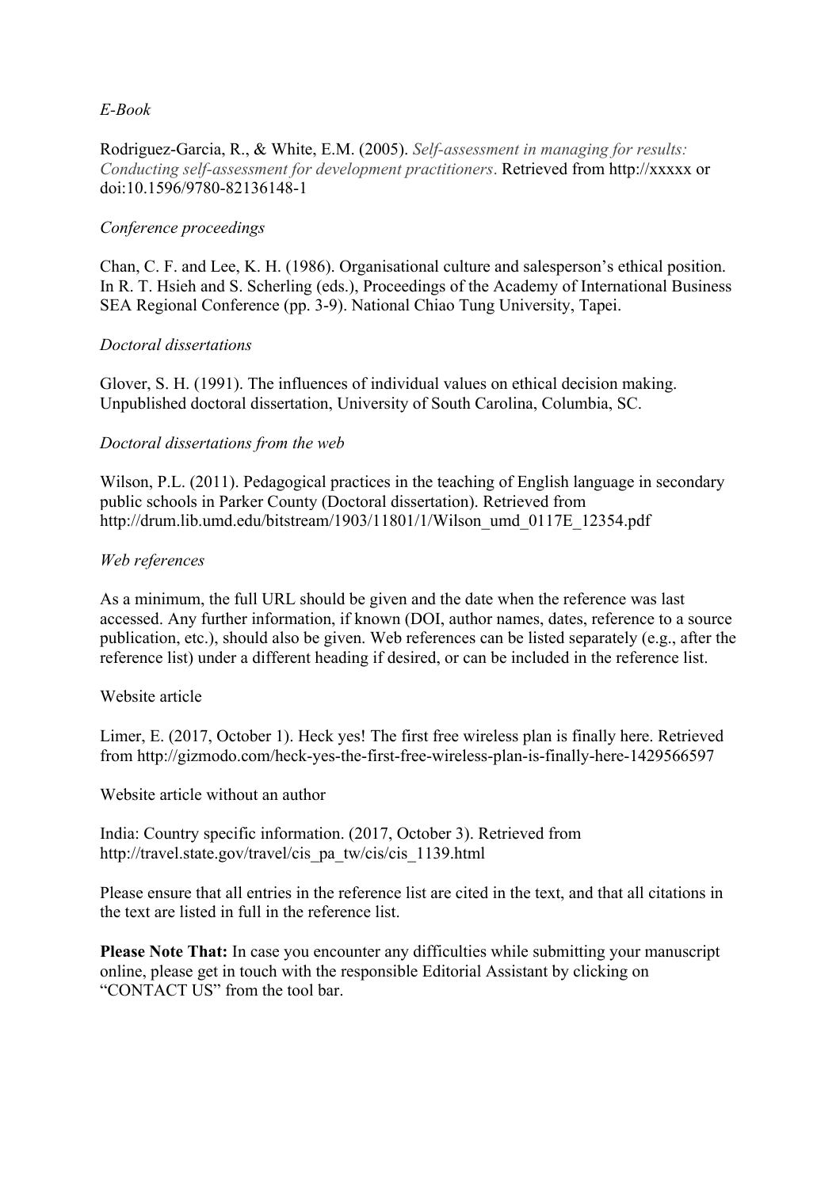*E-Book*

Rodriguez-Garcia, R., & White, E.M. (2005). *Self-assessment in managing for results: Conducting self-assessment for development practitioners*. Retrieved from http://xxxxx or doi:10.1596/9780-82136148-1

*Conference proceedings*

Chan, C. F. and Lee, K. H. (1986). Organisational culture and salesperson's ethical position. In R. T. Hsieh and S. Scherling (eds.), Proceedings of the Academy of International Business SEA Regional Conference (pp. 3-9). National Chiao Tung University, Tapei.

*Doctoral dissertations*

Glover, S. H. (1991). The influences of individual values on ethical decision making. Unpublished doctoral dissertation, University of South Carolina, Columbia, SC.

*Doctoral dissertations from the web*

Wilson, P.L. (2011). Pedagogical practices in the teaching of English language in secondary public schools in Parker County (Doctoral dissertation). Retrieved from http://drum.lib.umd.edu/bitstream/1903/11801/1/Wilson_umd_0117E_12354.pdf

*Web references*

As a minimum, the full URL should be given and the date when the reference was last accessed. Any further information, if known (DOI, author names, dates, reference to a source publication, etc.), should also be given. Web references can be listed separately (e.g., after the reference list) under a different heading if desired, or can be included in the reference list.

Website article

Limer, E. (2017, October 1). Heck yes! The first free wireless plan is finally here. Retrieved from http://gizmodo.com/heck-yes-the-first-free-wireless-plan-is-finally-here-1429566597

Website article without an author

India: Country specific information. (2017, October 3). Retrieved from http://travel.state.gov/travel/cis_pa_tw/cis/cis_1139.html

Please ensure that all entries in the reference list are cited in the text, and that all citations in the text are listed in full in the reference list.

**Please Note That:** In case you encounter any difficulties while submitting your manuscript online, please get in touch with the responsible Editorial Assistant by clicking on "CONTACT US" from the tool bar.